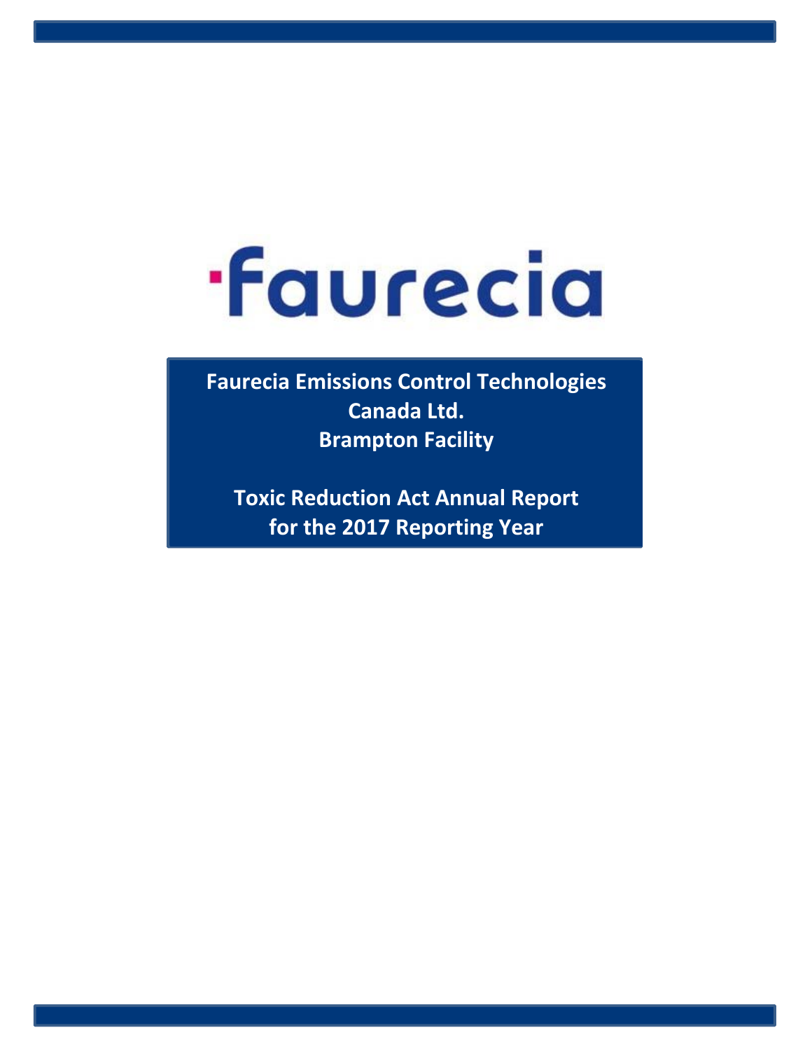faurecia

**Faurecia Emissions Control Technologies Canada Ltd.**
**Brampton Facility**

**Toxic Reduction Act Annual Report for the 2017 Reporting Year**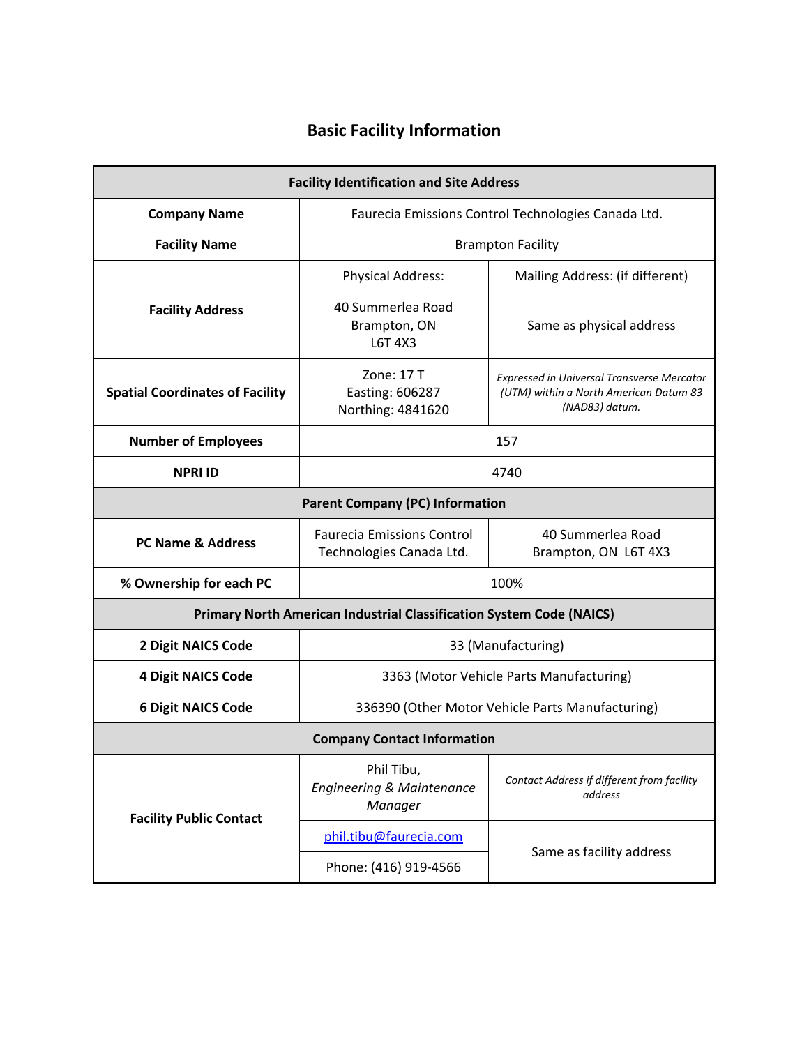# Basic Facility Information

| Facility Identification and Site Address | | |
|---|---|---|
| **Company Name** | Faurecia Emissions Control Technologies Canada Ltd. | |
| **Facility Name** | Brampton Facility | |
| **Facility Address** | Physical Address: | Mailing Address: (if different) |
| | 40 Summerlea Road<br>Brampton, ON<br>L6T 4X3 | Same as physical address |
| **Spatial Coordinates of Facility** | Zone: 17 T<br>Easting: 606287<br>Northing: 4841620 | *Expressed in Universal Transverse Mercator (UTM) within a North American Datum 83 (NAD83) datum.* |
| **Number of Employees** | 157 | |
| **NPRI ID** | 4740 | |
| **Parent Company (PC) Information** | | |
| **PC Name & Address** | Faurecia Emissions Control Technologies Canada Ltd. | 40 Summerlea Road<br>Brampton, ON L6T 4X3 |
| **% Ownership for each PC** | 100% | |
| **Primary North American Industrial Classification System Code (NAICS)** | | |
| **2 Digit NAICS Code** | 33 (Manufacturing) | |
| **4 Digit NAICS Code** | 3363 (Motor Vehicle Parts Manufacturing) | |
| **6 Digit NAICS Code** | 336390 (Other Motor Vehicle Parts Manufacturing) | |
| **Company Contact Information** | | |
| **Facility Public Contact** | Phil Tibu,<br>*Engineering & Maintenance Manager* | *Contact Address if different from facility address* |
| | phil.tibu@faurecia.com | Same as facility address |
| | Phone: (416) 919-4566 | |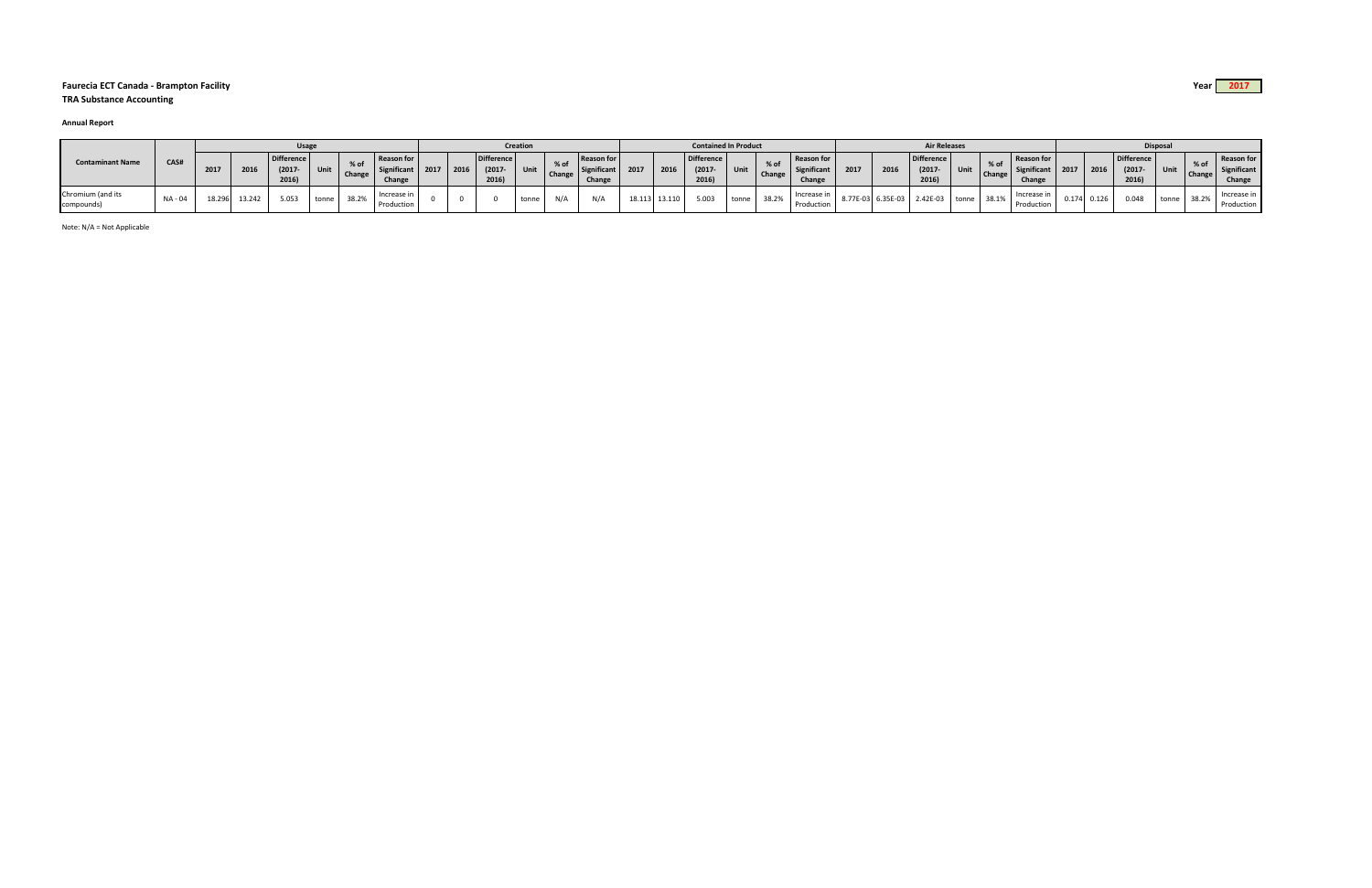**Faurecia ECT Canada - Brampton Facility**
**TRA Substance Accounting**

Year **2017**

**Annual Report**

| Contaminant Name | CAS# | Usage | | | | | | Creation | | | | | | Contained In Product | | | | | | Air Releases | | | | | | Disposal | | | | | |
|---|---|---|---|---|---|---|---|---|---|---|---|---|---|---|---|---|---|---|---|---|---|---|---|---|---|---|---|---|---|---|---|
| | | 2017 | 2016 | Difference (2017-2016) | Unit | % of Change | Reason for Significant Change | 2017 | 2016 | Difference (2017-2016) | Unit | % of Change | Reason for Significant Change | 2017 | 2016 | Difference (2017-2016) | Unit | % of Change | Reason for Significant Change | 2017 | 2016 | Difference (2017-2016) | Unit | % of Change | Reason for Significant Change | 2017 | 2016 | Difference (2017-2016) | Unit | % of Change | Reason for Significant Change |
| Chromium (and its compounds) | NA - 04 | 18.296 | 13.242 | 5.053 | tonne | 38.2% | Increase in Production | 0 | 0 | 0 | tonne | N/A | N/A | 18.113 | 13.110 | 5.003 | tonne | 38.2% | Increase in Production | 8.77E-03 | 6.35E-03 | 2.42E-03 | tonne | 38.1% | Increase in Production | 0.174 | 0.126 | 0.048 | tonne | 38.2% | Increase in Production |

Note: N/A = Not Applicable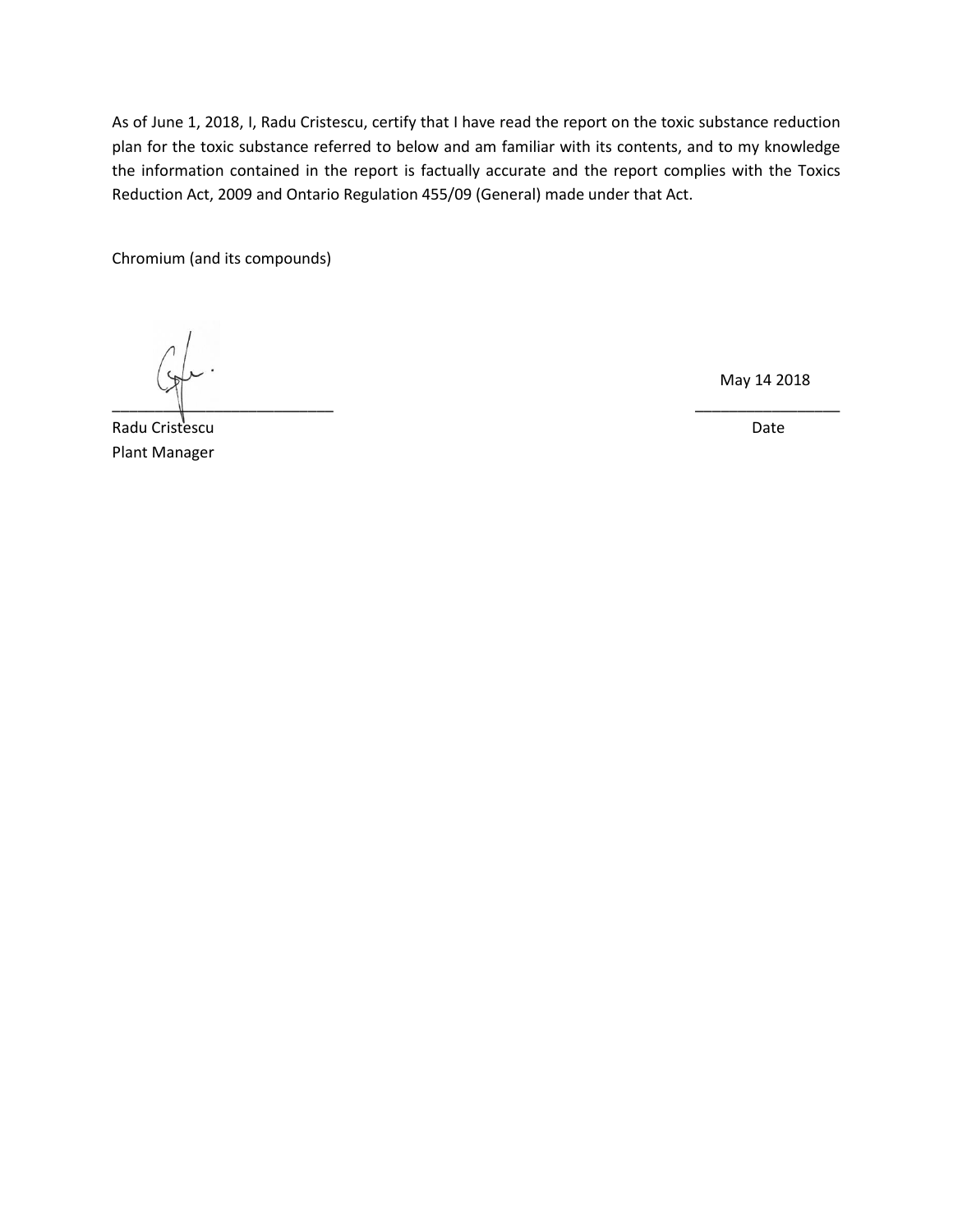As of June 1, 2018, I, Radu Cristescu, certify that I have read the report on the toxic substance reduction plan for the toxic substance referred to below and am familiar with its contents, and to my knowledge the information contained in the report is factually accurate and the report complies with the Toxics Reduction Act, 2009 and Ontario Regulation 455/09 (General) made under that Act.

Chromium (and its compounds)

May 14 2018

_________________________ _________________

Radu Cristescu Date

Plant Manager